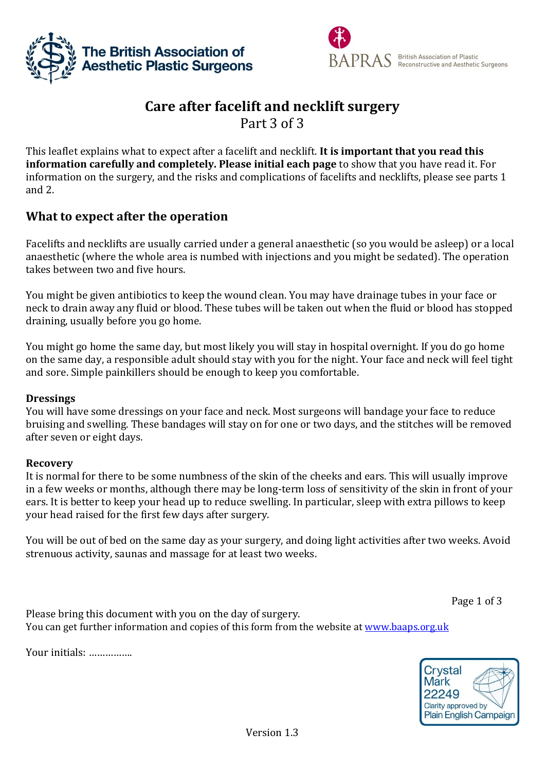The British Association of Aesthetic Plastic Surgeons

BAPRAS British Association of Plastic Reconstructive and Aesthetic Surgeons

# Care after facelift and necklift surgery

Part 3 of 3

This leaflet explains what to expect after a facelift and necklift. **It is important that you read this information carefully and completely. Please initial each page** to show that you have read it. For information on the surgery, and the risks and complications of facelifts and necklifts, please see parts 1 and 2.

## What to expect after the operation

Facelifts and necklifts are usually carried under a general anaesthetic (so you would be asleep) or a local anaesthetic (where the whole area is numbed with injections and you might be sedated). The operation takes between two and five hours.

You might be given antibiotics to keep the wound clean. You may have drainage tubes in your face or neck to drain away any fluid or blood. These tubes will be taken out when the fluid or blood has stopped draining, usually before you go home.

You might go home the same day, but most likely you will stay in hospital overnight. If you do go home on the same day, a responsible adult should stay with you for the night. Your face and neck will feel tight and sore. Simple painkillers should be enough to keep you comfortable.

**Dressings**

You will have some dressings on your face and neck. Most surgeons will bandage your face to reduce bruising and swelling. These bandages will stay on for one or two days, and the stitches will be removed after seven or eight days.

**Recovery**

It is normal for there to be some numbness of the skin of the cheeks and ears. This will usually improve in a few weeks or months, although there may be long-term loss of sensitivity of the skin in front of your ears. It is better to keep your head up to reduce swelling. In particular, sleep with extra pillows to keep your head raised for the first few days after surgery.

You will be out of bed on the same day as your surgery, and doing light activities after two weeks. Avoid strenuous activity, saunas and massage for at least two weeks.

Please bring this document with you on the day of surgery.
You can get further information and copies of this form from the website at [www.baaps.org.uk](www.baaps.org.uk)

Your initials: …………….

Crystal Mark 22249 Clarity approved by Plain English Campaign

Version 1.3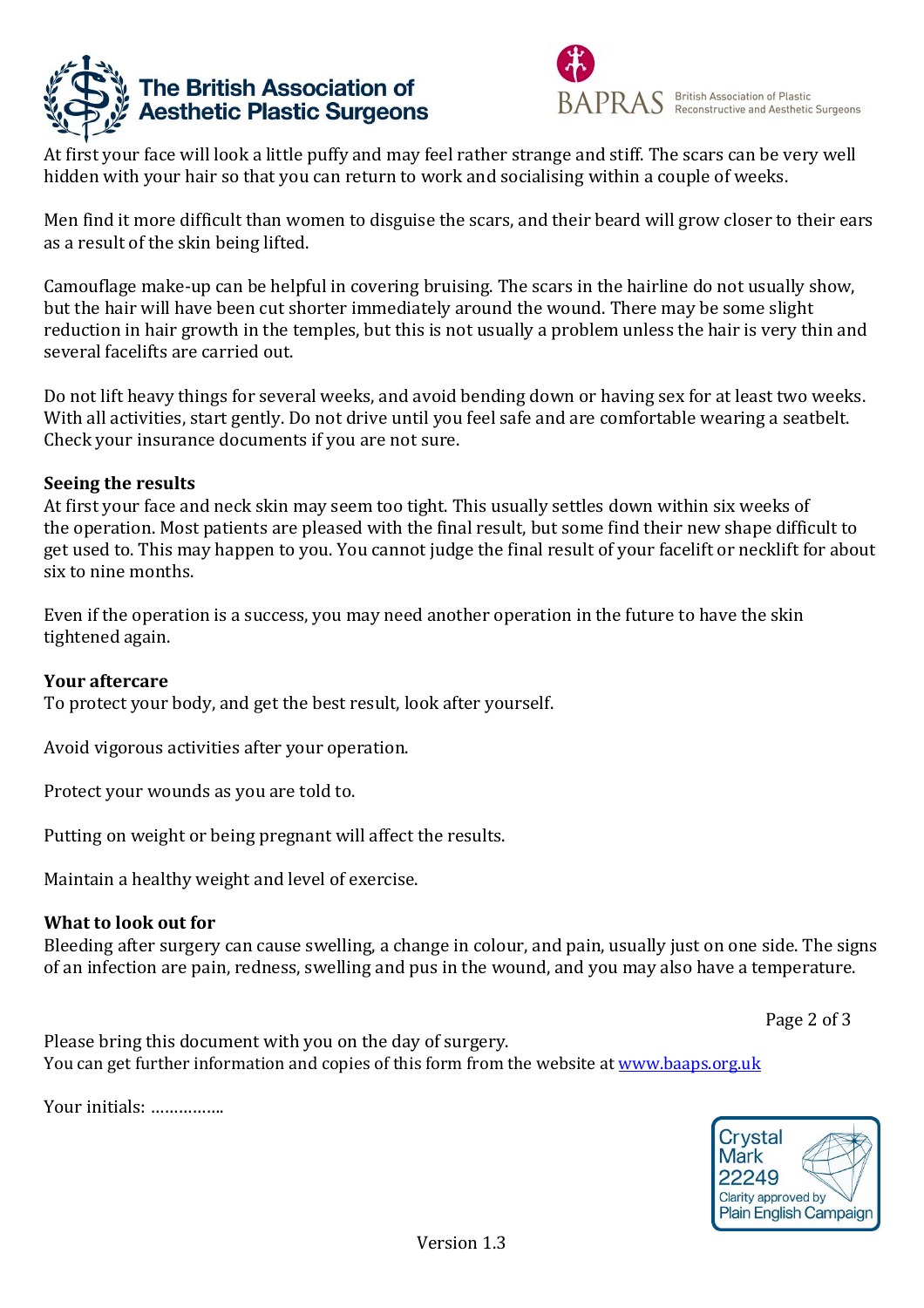At first your face will look a little puffy and may feel rather strange and stiff. The scars can be very well hidden with your hair so that you can return to work and socialising within a couple of weeks.

Men find it more difficult than women to disguise the scars, and their beard will grow closer to their ears as a result of the skin being lifted.

Camouflage make-up can be helpful in covering bruising. The scars in the hairline do not usually show, but the hair will have been cut shorter immediately around the wound. There may be some slight reduction in hair growth in the temples, but this is not usually a problem unless the hair is very thin and several facelifts are carried out.

Do not lift heavy things for several weeks, and avoid bending down or having sex for at least two weeks. With all activities, start gently. Do not drive until you feel safe and are comfortable wearing a seatbelt. Check your insurance documents if you are not sure.

**Seeing the results**

At first your face and neck skin may seem too tight. This usually settles down within six weeks of the operation. Most patients are pleased with the final result, but some find their new shape difficult to get used to. This may happen to you. You cannot judge the final result of your facelift or necklift for about six to nine months.

Even if the operation is a success, you may need another operation in the future to have the skin tightened again.

**Your aftercare**

To protect your body, and get the best result, look after yourself.

Avoid vigorous activities after your operation.

Protect your wounds as you are told to.

Putting on weight or being pregnant will affect the results.

Maintain a healthy weight and level of exercise.

**What to look out for**

Bleeding after surgery can cause swelling, a change in colour, and pain, usually just on one side. The signs of an infection are pain, redness, swelling and pus in the wound, and you may also have a temperature.

Please bring this document with you on the day of surgery.
You can get further information and copies of this form from the website at [www.baaps.org.uk](www.baaps.org.uk)

Your initials: …………….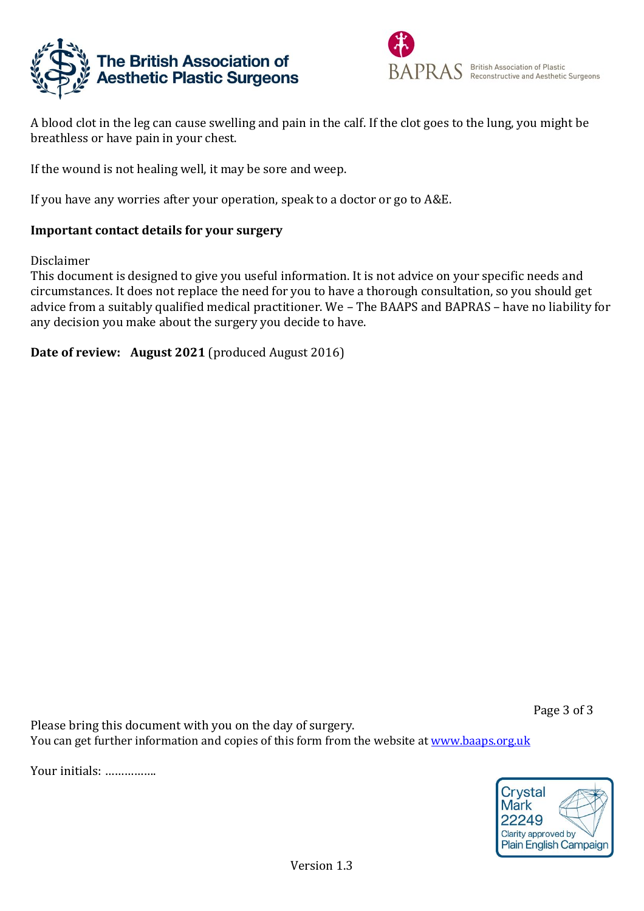A blood clot in the leg can cause swelling and pain in the calf. If the clot goes to the lung, you might be breathless or have pain in your chest.

If the wound is not healing well, it may be sore and weep.

If you have any worries after your operation, speak to a doctor or go to A&E.

**Important contact details for your surgery**

Disclaimer
This document is designed to give you useful information. It is not advice on your specific needs and circumstances. It does not replace the need for you to have a thorough consultation, so you should get advice from a suitably qualified medical practitioner. We – The BAAPS and BAPRAS – have no liability for any decision you make about the surgery you decide to have.

**Date of review: August 2021** (produced August 2016)

Please bring this document with you on the day of surgery.
You can get further information and copies of this form from the website at www.baaps.org.uk

Your initials: …………….

Crystal Mark 22249 Clarity approved by Plain English Campaign

Version 1.3